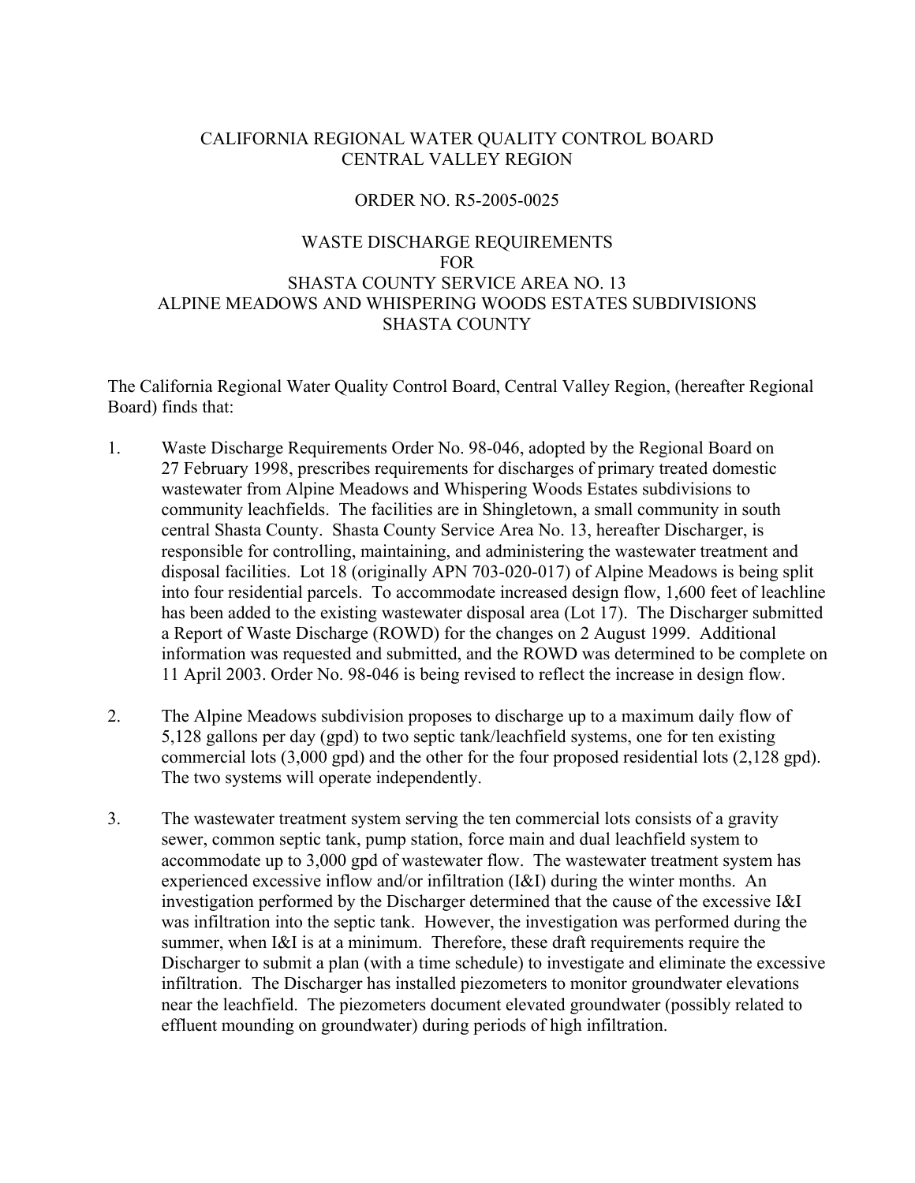CALIFORNIA REGIONAL WATER QUALITY CONTROL BOARD
CENTRAL VALLEY REGION

ORDER NO. R5-2005-0025

WASTE DISCHARGE REQUIREMENTS
FOR
SHASTA COUNTY SERVICE AREA NO. 13
ALPINE MEADOWS AND WHISPERING WOODS ESTATES SUBDIVISIONS
SHASTA COUNTY

The California Regional Water Quality Control Board, Central Valley Region, (hereafter Regional Board) finds that:

1. Waste Discharge Requirements Order No. 98-046, adopted by the Regional Board on 27 February 1998, prescribes requirements for discharges of primary treated domestic wastewater from Alpine Meadows and Whispering Woods Estates subdivisions to community leachfields. The facilities are in Shingletown, a small community in south central Shasta County. Shasta County Service Area No. 13, hereafter Discharger, is responsible for controlling, maintaining, and administering the wastewater treatment and disposal facilities. Lot 18 (originally APN 703-020-017) of Alpine Meadows is being split into four residential parcels. To accommodate increased design flow, 1,600 feet of leachline has been added to the existing wastewater disposal area (Lot 17). The Discharger submitted a Report of Waste Discharge (ROWD) for the changes on 2 August 1999. Additional information was requested and submitted, and the ROWD was determined to be complete on 11 April 2003. Order No. 98-046 is being revised to reflect the increase in design flow.

2. The Alpine Meadows subdivision proposes to discharge up to a maximum daily flow of 5,128 gallons per day (gpd) to two septic tank/leachfield systems, one for ten existing commercial lots (3,000 gpd) and the other for the four proposed residential lots (2,128 gpd). The two systems will operate independently.

3. The wastewater treatment system serving the ten commercial lots consists of a gravity sewer, common septic tank, pump station, force main and dual leachfield system to accommodate up to 3,000 gpd of wastewater flow. The wastewater treatment system has experienced excessive inflow and/or infiltration (I&I) during the winter months. An investigation performed by the Discharger determined that the cause of the excessive I&I was infiltration into the septic tank. However, the investigation was performed during the summer, when I&I is at a minimum. Therefore, these draft requirements require the Discharger to submit a plan (with a time schedule) to investigate and eliminate the excessive infiltration. The Discharger has installed piezometers to monitor groundwater elevations near the leachfield. The piezometers document elevated groundwater (possibly related to effluent mounding on groundwater) during periods of high infiltration.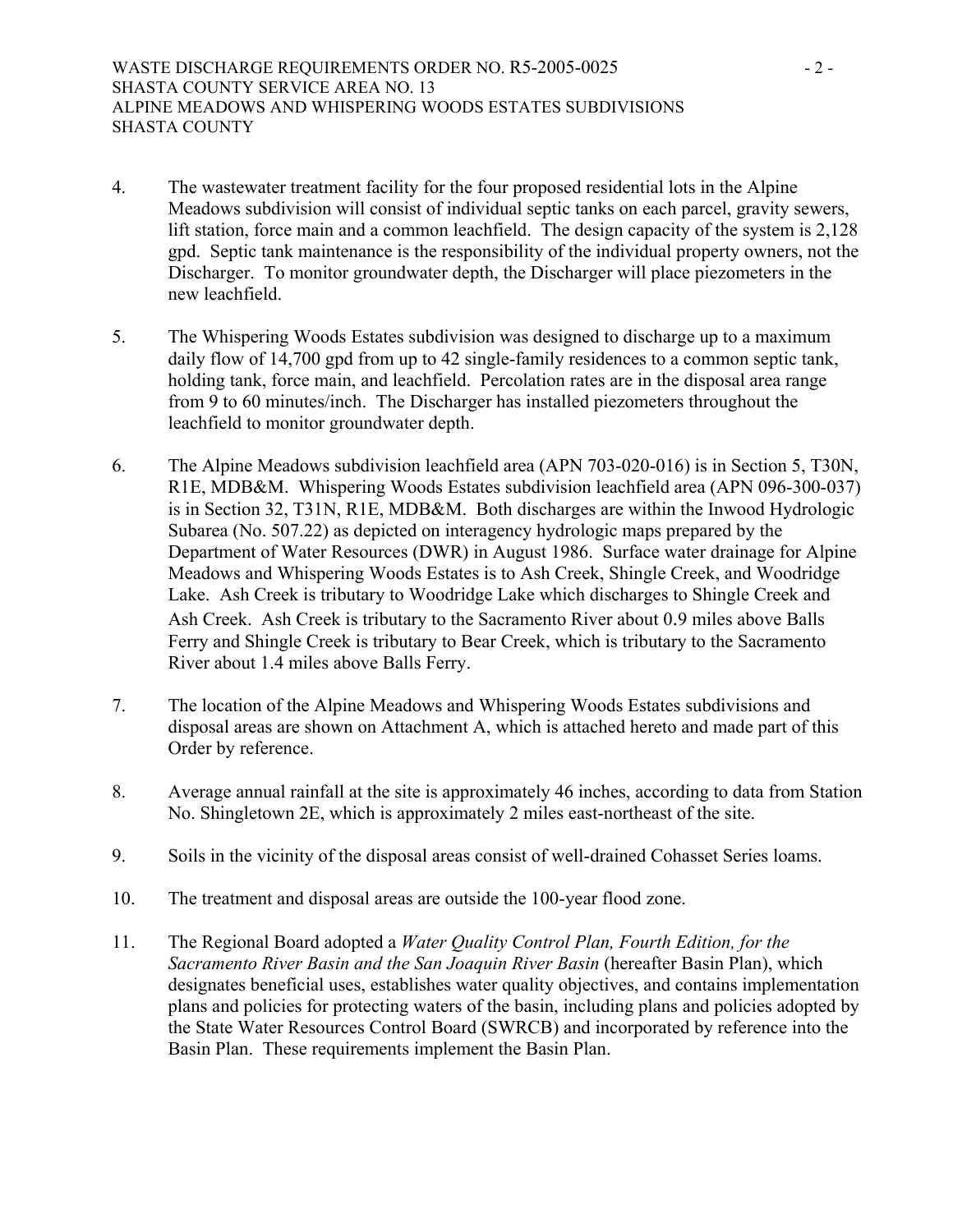4. The wastewater treatment facility for the four proposed residential lots in the Alpine Meadows subdivision will consist of individual septic tanks on each parcel, gravity sewers, lift station, force main and a common leachfield. The design capacity of the system is 2,128 gpd. Septic tank maintenance is the responsibility of the individual property owners, not the Discharger. To monitor groundwater depth, the Discharger will place piezometers in the new leachfield.

5. The Whispering Woods Estates subdivision was designed to discharge up to a maximum daily flow of 14,700 gpd from up to 42 single-family residences to a common septic tank, holding tank, force main, and leachfield. Percolation rates are in the disposal area range from 9 to 60 minutes/inch. The Discharger has installed piezometers throughout the leachfield to monitor groundwater depth.

6. The Alpine Meadows subdivision leachfield area (APN 703-020-016) is in Section 5, T30N, R1E, MDB&M. Whispering Woods Estates subdivision leachfield area (APN 096-300-037) is in Section 32, T31N, R1E, MDB&M. Both discharges are within the Inwood Hydrologic Subarea (No. 507.22) as depicted on interagency hydrologic maps prepared by the Department of Water Resources (DWR) in August 1986. Surface water drainage for Alpine Meadows and Whispering Woods Estates is to Ash Creek, Shingle Creek, and Woodridge Lake. Ash Creek is tributary to Woodridge Lake which discharges to Shingle Creek and Ash Creek. Ash Creek is tributary to the Sacramento River about 0.9 miles above Balls Ferry and Shingle Creek is tributary to Bear Creek, which is tributary to the Sacramento River about 1.4 miles above Balls Ferry.

7. The location of the Alpine Meadows and Whispering Woods Estates subdivisions and disposal areas are shown on Attachment A, which is attached hereto and made part of this Order by reference.

8. Average annual rainfall at the site is approximately 46 inches, according to data from Station No. Shingletown 2E, which is approximately 2 miles east-northeast of the site.

9. Soils in the vicinity of the disposal areas consist of well-drained Cohasset Series loams.

10. The treatment and disposal areas are outside the 100-year flood zone.

11. The Regional Board adopted a *Water Quality Control Plan, Fourth Edition, for the Sacramento River Basin and the San Joaquin River Basin* (hereafter Basin Plan), which designates beneficial uses, establishes water quality objectives, and contains implementation plans and policies for protecting waters of the basin, including plans and policies adopted by the State Water Resources Control Board (SWRCB) and incorporated by reference into the Basin Plan. These requirements implement the Basin Plan.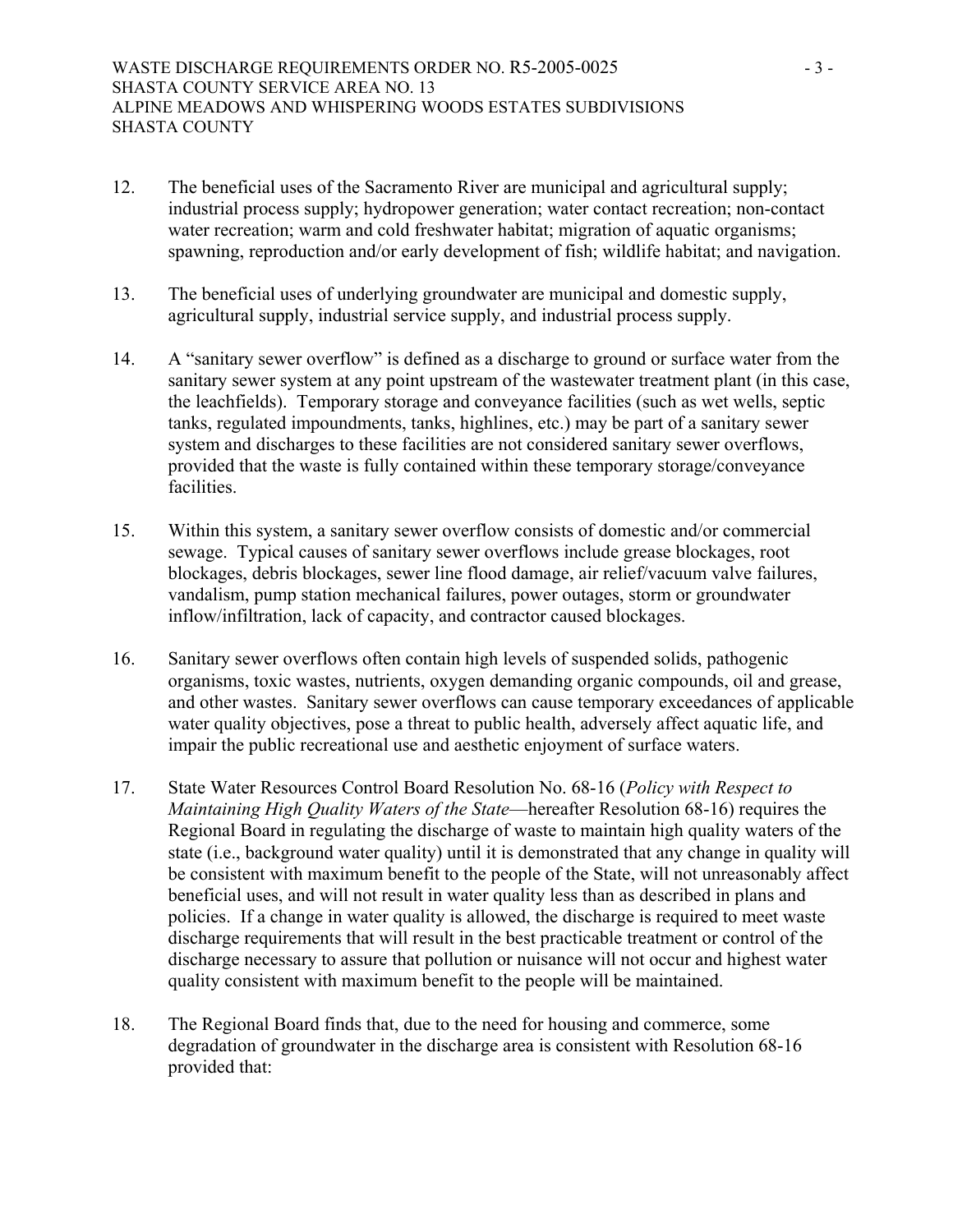12. The beneficial uses of the Sacramento River are municipal and agricultural supply; industrial process supply; hydropower generation; water contact recreation; non-contact water recreation; warm and cold freshwater habitat; migration of aquatic organisms; spawning, reproduction and/or early development of fish; wildlife habitat; and navigation.

13. The beneficial uses of underlying groundwater are municipal and domestic supply, agricultural supply, industrial service supply, and industrial process supply.

14. A "sanitary sewer overflow" is defined as a discharge to ground or surface water from the sanitary sewer system at any point upstream of the wastewater treatment plant (in this case, the leachfields). Temporary storage and conveyance facilities (such as wet wells, septic tanks, regulated impoundments, tanks, highlines, etc.) may be part of a sanitary sewer system and discharges to these facilities are not considered sanitary sewer overflows, provided that the waste is fully contained within these temporary storage/conveyance facilities.

15. Within this system, a sanitary sewer overflow consists of domestic and/or commercial sewage. Typical causes of sanitary sewer overflows include grease blockages, root blockages, debris blockages, sewer line flood damage, air relief/vacuum valve failures, vandalism, pump station mechanical failures, power outages, storm or groundwater inflow/infiltration, lack of capacity, and contractor caused blockages.

16. Sanitary sewer overflows often contain high levels of suspended solids, pathogenic organisms, toxic wastes, nutrients, oxygen demanding organic compounds, oil and grease, and other wastes. Sanitary sewer overflows can cause temporary exceedances of applicable water quality objectives, pose a threat to public health, adversely affect aquatic life, and impair the public recreational use and aesthetic enjoyment of surface waters.

17. State Water Resources Control Board Resolution No. 68-16 (*Policy with Respect to Maintaining High Quality Waters of the State*—hereafter Resolution 68-16) requires the Regional Board in regulating the discharge of waste to maintain high quality waters of the state (i.e., background water quality) until it is demonstrated that any change in quality will be consistent with maximum benefit to the people of the State, will not unreasonably affect beneficial uses, and will not result in water quality less than as described in plans and policies. If a change in water quality is allowed, the discharge is required to meet waste discharge requirements that will result in the best practicable treatment or control of the discharge necessary to assure that pollution or nuisance will not occur and highest water quality consistent with maximum benefit to the people will be maintained.

18. The Regional Board finds that, due to the need for housing and commerce, some degradation of groundwater in the discharge area is consistent with Resolution 68-16 provided that: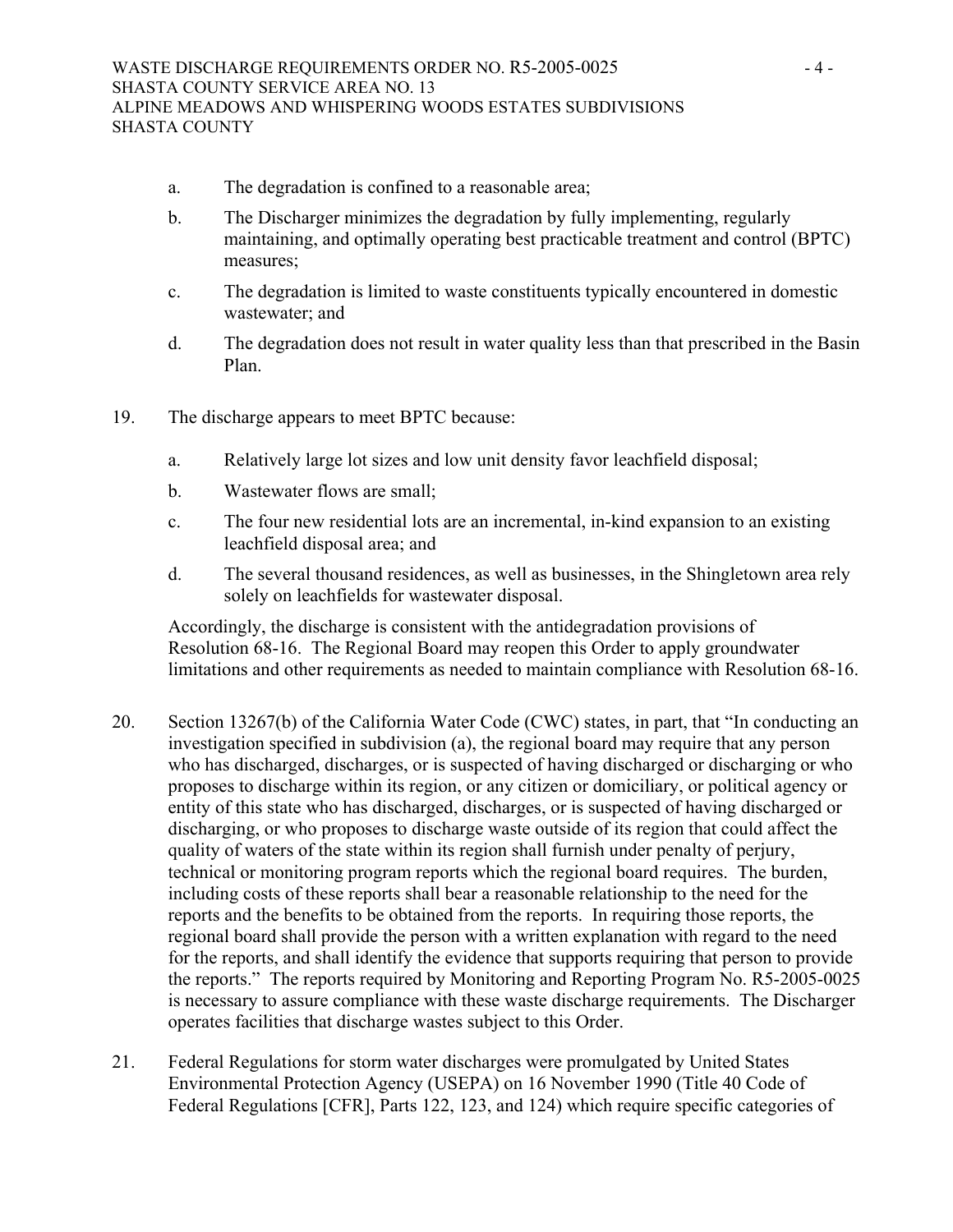a. The degradation is confined to a reasonable area;

b. The Discharger minimizes the degradation by fully implementing, regularly maintaining, and optimally operating best practicable treatment and control (BPTC) measures;

c. The degradation is limited to waste constituents typically encountered in domestic wastewater; and

d. The degradation does not result in water quality less than that prescribed in the Basin Plan.

19. The discharge appears to meet BPTC because:

a. Relatively large lot sizes and low unit density favor leachfield disposal;

b. Wastewater flows are small;

c. The four new residential lots are an incremental, in-kind expansion to an existing leachfield disposal area; and

d. The several thousand residences, as well as businesses, in the Shingletown area rely solely on leachfields for wastewater disposal.

Accordingly, the discharge is consistent with the antidegradation provisions of Resolution 68-16. The Regional Board may reopen this Order to apply groundwater limitations and other requirements as needed to maintain compliance with Resolution 68-16.

20. Section 13267(b) of the California Water Code (CWC) states, in part, that "In conducting an investigation specified in subdivision (a), the regional board may require that any person who has discharged, discharges, or is suspected of having discharged or discharging or who proposes to discharge within its region, or any citizen or domiciliary, or political agency or entity of this state who has discharged, discharges, or is suspected of having discharged or discharging, or who proposes to discharge waste outside of its region that could affect the quality of waters of the state within its region shall furnish under penalty of perjury, technical or monitoring program reports which the regional board requires. The burden, including costs of these reports shall bear a reasonable relationship to the need for the reports and the benefits to be obtained from the reports. In requiring those reports, the regional board shall provide the person with a written explanation with regard to the need for the reports, and shall identify the evidence that supports requiring that person to provide the reports." The reports required by Monitoring and Reporting Program No. R5-2005-0025 is necessary to assure compliance with these waste discharge requirements. The Discharger operates facilities that discharge wastes subject to this Order.

21. Federal Regulations for storm water discharges were promulgated by United States Environmental Protection Agency (USEPA) on 16 November 1990 (Title 40 Code of Federal Regulations [CFR], Parts 122, 123, and 124) which require specific categories of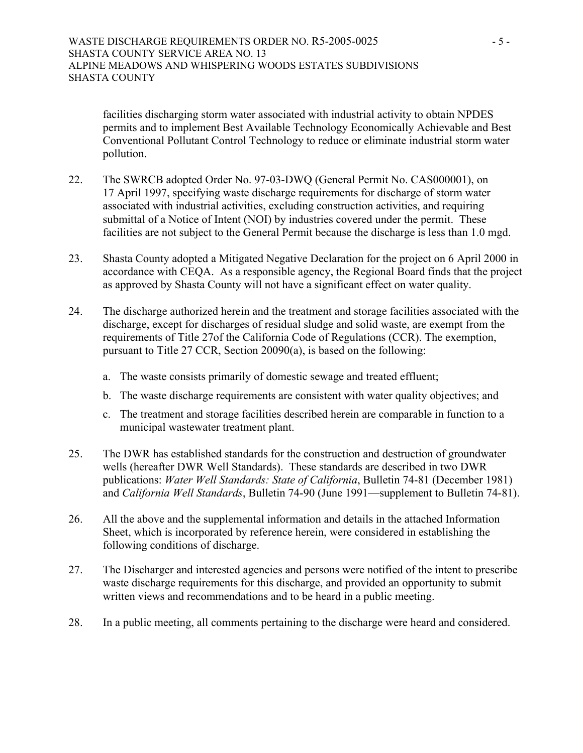facilities discharging storm water associated with industrial activity to obtain NPDES permits and to implement Best Available Technology Economically Achievable and Best Conventional Pollutant Control Technology to reduce or eliminate industrial storm water pollution.

22. The SWRCB adopted Order No. 97-03-DWQ (General Permit No. CAS000001), on 17 April 1997, specifying waste discharge requirements for discharge of storm water associated with industrial activities, excluding construction activities, and requiring submittal of a Notice of Intent (NOI) by industries covered under the permit. These facilities are not subject to the General Permit because the discharge is less than 1.0 mgd.

23. Shasta County adopted a Mitigated Negative Declaration for the project on 6 April 2000 in accordance with CEQA. As a responsible agency, the Regional Board finds that the project as approved by Shasta County will not have a significant effect on water quality.

24. The discharge authorized herein and the treatment and storage facilities associated with the discharge, except for discharges of residual sludge and solid waste, are exempt from the requirements of Title 27of the California Code of Regulations (CCR). The exemption, pursuant to Title 27 CCR, Section 20090(a), is based on the following:

    a. The waste consists primarily of domestic sewage and treated effluent;

    b. The waste discharge requirements are consistent with water quality objectives; and

    c. The treatment and storage facilities described herein are comparable in function to a municipal wastewater treatment plant.

25. The DWR has established standards for the construction and destruction of groundwater wells (hereafter DWR Well Standards). These standards are described in two DWR publications: *Water Well Standards: State of California*, Bulletin 74-81 (December 1981) and *California Well Standards*, Bulletin 74-90 (June 1991—supplement to Bulletin 74-81).

26. All the above and the supplemental information and details in the attached Information Sheet, which is incorporated by reference herein, were considered in establishing the following conditions of discharge.

27. The Discharger and interested agencies and persons were notified of the intent to prescribe waste discharge requirements for this discharge, and provided an opportunity to submit written views and recommendations and to be heard in a public meeting.

28. In a public meeting, all comments pertaining to the discharge were heard and considered.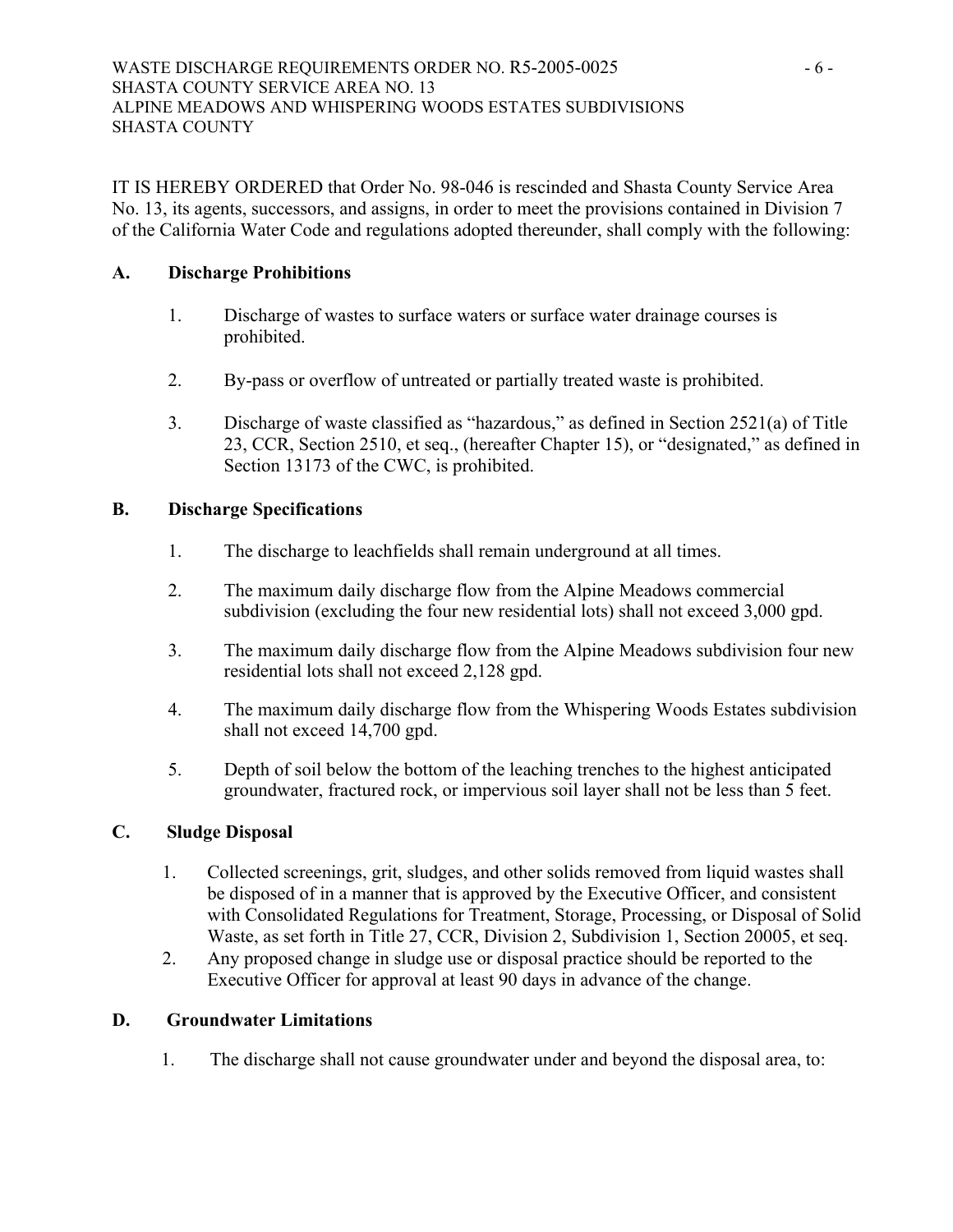IT IS HEREBY ORDERED that Order No. 98-046 is rescinded and Shasta County Service Area No. 13, its agents, successors, and assigns, in order to meet the provisions contained in Division 7 of the California Water Code and regulations adopted thereunder, shall comply with the following:

## A. Discharge Prohibitions

1. Discharge of wastes to surface waters or surface water drainage courses is prohibited.

2. By-pass or overflow of untreated or partially treated waste is prohibited.

3. Discharge of waste classified as "hazardous," as defined in Section 2521(a) of Title 23, CCR, Section 2510, et seq., (hereafter Chapter 15), or "designated," as defined in Section 13173 of the CWC, is prohibited.

## B. Discharge Specifications

1. The discharge to leachfields shall remain underground at all times.

2. The maximum daily discharge flow from the Alpine Meadows commercial subdivision (excluding the four new residential lots) shall not exceed 3,000 gpd.

3. The maximum daily discharge flow from the Alpine Meadows subdivision four new residential lots shall not exceed 2,128 gpd.

4. The maximum daily discharge flow from the Whispering Woods Estates subdivision shall not exceed 14,700 gpd.

5. Depth of soil below the bottom of the leaching trenches to the highest anticipated groundwater, fractured rock, or impervious soil layer shall not be less than 5 feet.

## C. Sludge Disposal

1. Collected screenings, grit, sludges, and other solids removed from liquid wastes shall be disposed of in a manner that is approved by the Executive Officer, and consistent with Consolidated Regulations for Treatment, Storage, Processing, or Disposal of Solid Waste, as set forth in Title 27, CCR, Division 2, Subdivision 1, Section 20005, et seq.
2. Any proposed change in sludge use or disposal practice should be reported to the Executive Officer for approval at least 90 days in advance of the change.

## D. Groundwater Limitations

1. The discharge shall not cause groundwater under and beyond the disposal area, to: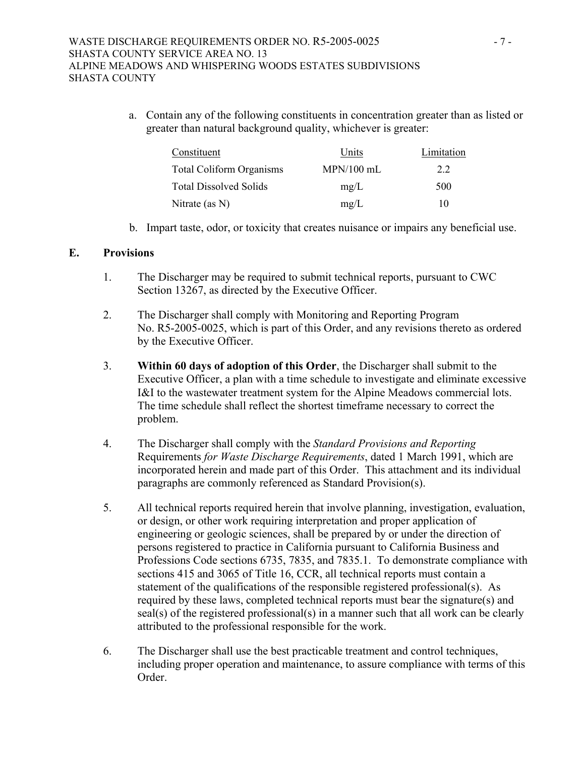a. Contain any of the following constituents in concentration greater than as listed or greater than natural background quality, whichever is greater:

| Constituent | Units | Limitation |
|---|---|---|
| Total Coliform Organisms | MPN/100 mL | 2.2 |
| Total Dissolved Solids | mg/L | 500 |
| Nitrate (as N) | mg/L | 10 |

b. Impart taste, odor, or toxicity that creates nuisance or impairs any beneficial use.

## E. Provisions

1. The Discharger may be required to submit technical reports, pursuant to CWC Section 13267, as directed by the Executive Officer.

2. The Discharger shall comply with Monitoring and Reporting Program No. R5-2005-0025, which is part of this Order, and any revisions thereto as ordered by the Executive Officer.

3. **Within 60 days of adoption of this Order**, the Discharger shall submit to the Executive Officer, a plan with a time schedule to investigate and eliminate excessive I&I to the wastewater treatment system for the Alpine Meadows commercial lots. The time schedule shall reflect the shortest timeframe necessary to correct the problem.

4. The Discharger shall comply with the *Standard Provisions and Reporting* Requirements *for Waste Discharge Requirements*, dated 1 March 1991, which are incorporated herein and made part of this Order. This attachment and its individual paragraphs are commonly referenced as Standard Provision(s).

5. All technical reports required herein that involve planning, investigation, evaluation, or design, or other work requiring interpretation and proper application of engineering or geologic sciences, shall be prepared by or under the direction of persons registered to practice in California pursuant to California Business and Professions Code sections 6735, 7835, and 7835.1. To demonstrate compliance with sections 415 and 3065 of Title 16, CCR, all technical reports must contain a statement of the qualifications of the responsible registered professional(s). As required by these laws, completed technical reports must bear the signature(s) and seal(s) of the registered professional(s) in a manner such that all work can be clearly attributed to the professional responsible for the work.

6. The Discharger shall use the best practicable treatment and control techniques, including proper operation and maintenance, to assure compliance with terms of this Order.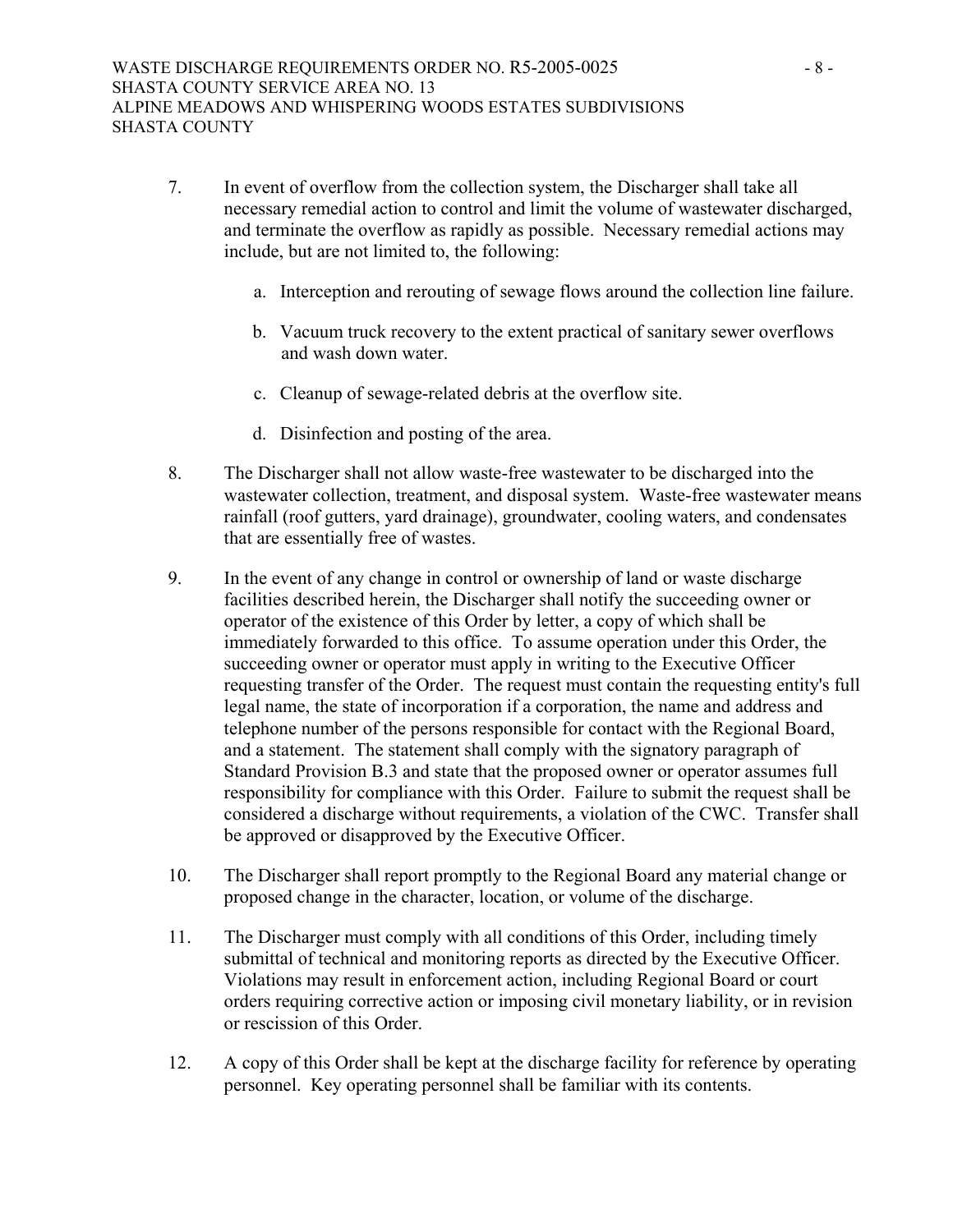7. In event of overflow from the collection system, the Discharger shall take all necessary remedial action to control and limit the volume of wastewater discharged, and terminate the overflow as rapidly as possible. Necessary remedial actions may include, but are not limited to, the following:

   a. Interception and rerouting of sewage flows around the collection line failure.

   b. Vacuum truck recovery to the extent practical of sanitary sewer overflows and wash down water.

   c. Cleanup of sewage-related debris at the overflow site.

   d. Disinfection and posting of the area.

8. The Discharger shall not allow waste-free wastewater to be discharged into the wastewater collection, treatment, and disposal system. Waste-free wastewater means rainfall (roof gutters, yard drainage), groundwater, cooling waters, and condensates that are essentially free of wastes.

9. In the event of any change in control or ownership of land or waste discharge facilities described herein, the Discharger shall notify the succeeding owner or operator of the existence of this Order by letter, a copy of which shall be immediately forwarded to this office. To assume operation under this Order, the succeeding owner or operator must apply in writing to the Executive Officer requesting transfer of the Order. The request must contain the requesting entity's full legal name, the state of incorporation if a corporation, the name and address and telephone number of the persons responsible for contact with the Regional Board, and a statement. The statement shall comply with the signatory paragraph of Standard Provision B.3 and state that the proposed owner or operator assumes full responsibility for compliance with this Order. Failure to submit the request shall be considered a discharge without requirements, a violation of the CWC. Transfer shall be approved or disapproved by the Executive Officer.

10. The Discharger shall report promptly to the Regional Board any material change or proposed change in the character, location, or volume of the discharge.

11. The Discharger must comply with all conditions of this Order, including timely submittal of technical and monitoring reports as directed by the Executive Officer. Violations may result in enforcement action, including Regional Board or court orders requiring corrective action or imposing civil monetary liability, or in revision or rescission of this Order.

12. A copy of this Order shall be kept at the discharge facility for reference by operating personnel. Key operating personnel shall be familiar with its contents.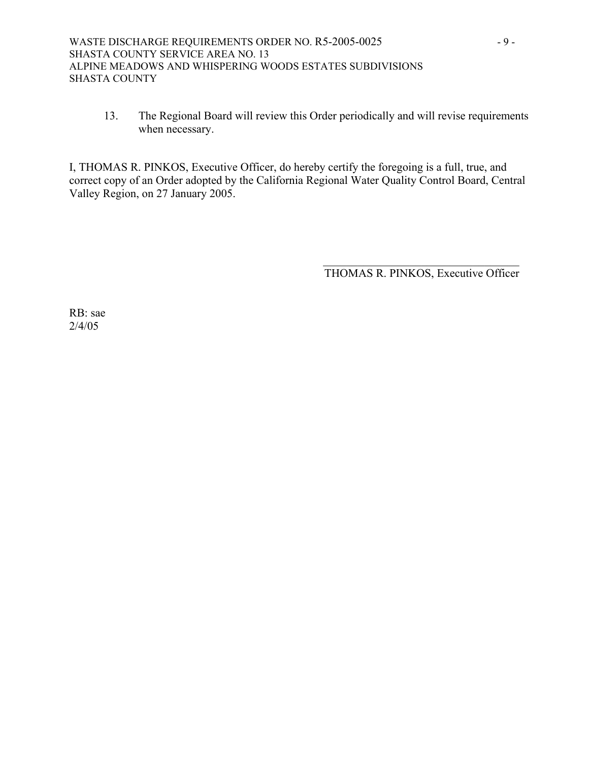13. The Regional Board will review this Order periodically and will revise requirements when necessary.

I, THOMAS R. PINKOS, Executive Officer, do hereby certify the foregoing is a full, true, and correct copy of an Order adopted by the California Regional Water Quality Control Board, Central Valley Region, on 27 January 2005.

\_\_\_\_\_\_\_\_\_\_\_\_\_\_\_\_\_\_\_\_\_\_\_\_\_\_\_\_\_\_\_\_\_\_\_\_

THOMAS R. PINKOS, Executive Officer

RB: sae
2/4/05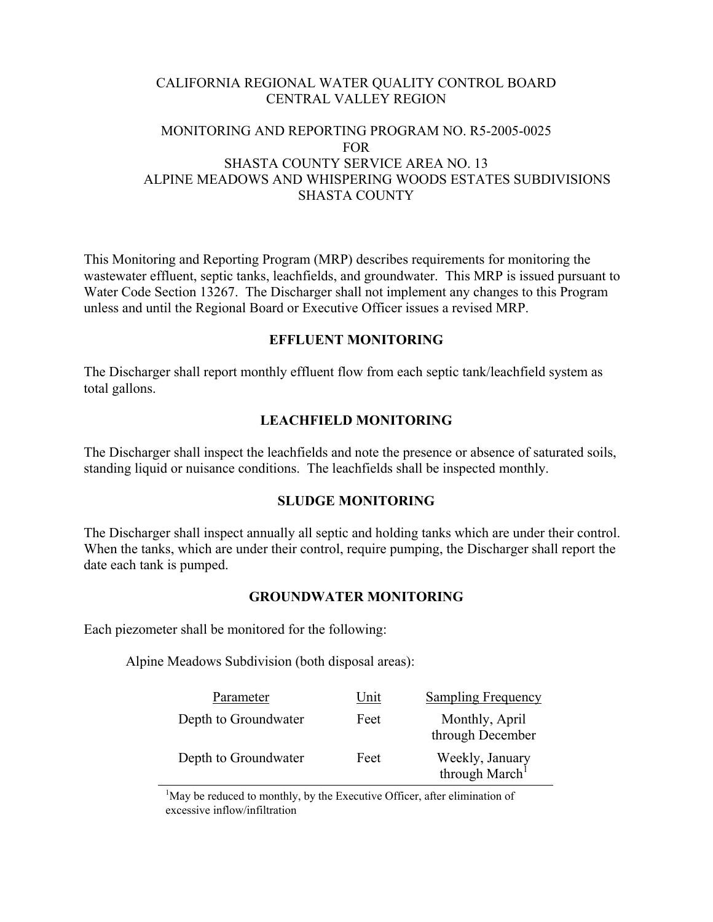CALIFORNIA REGIONAL WATER QUALITY CONTROL BOARD
CENTRAL VALLEY REGION

MONITORING AND REPORTING PROGRAM NO. R5-2005-0025
FOR
SHASTA COUNTY SERVICE AREA NO. 13
ALPINE MEADOWS AND WHISPERING WOODS ESTATES SUBDIVISIONS
SHASTA COUNTY

This Monitoring and Reporting Program (MRP) describes requirements for monitoring the wastewater effluent, septic tanks, leachfields, and groundwater. This MRP is issued pursuant to Water Code Section 13267. The Discharger shall not implement any changes to this Program unless and until the Regional Board or Executive Officer issues a revised MRP.

## EFFLUENT MONITORING

The Discharger shall report monthly effluent flow from each septic tank/leachfield system as total gallons.

## LEACHFIELD MONITORING

The Discharger shall inspect the leachfields and note the presence or absence of saturated soils, standing liquid or nuisance conditions. The leachfields shall be inspected monthly.

## SLUDGE MONITORING

The Discharger shall inspect annually all septic and holding tanks which are under their control. When the tanks, which are under their control, require pumping, the Discharger shall report the date each tank is pumped.

## GROUNDWATER MONITORING

Each piezometer shall be monitored for the following:

Alpine Meadows Subdivision (both disposal areas):

| Parameter | Unit | Sampling Frequency |
|---|---|---|
| Depth to Groundwater | Feet | Monthly, April through December |
| Depth to Groundwater | Feet | Weekly, January through March[1] |

[1]May be reduced to monthly, by the Executive Officer, after elimination of excessive inflow/infiltration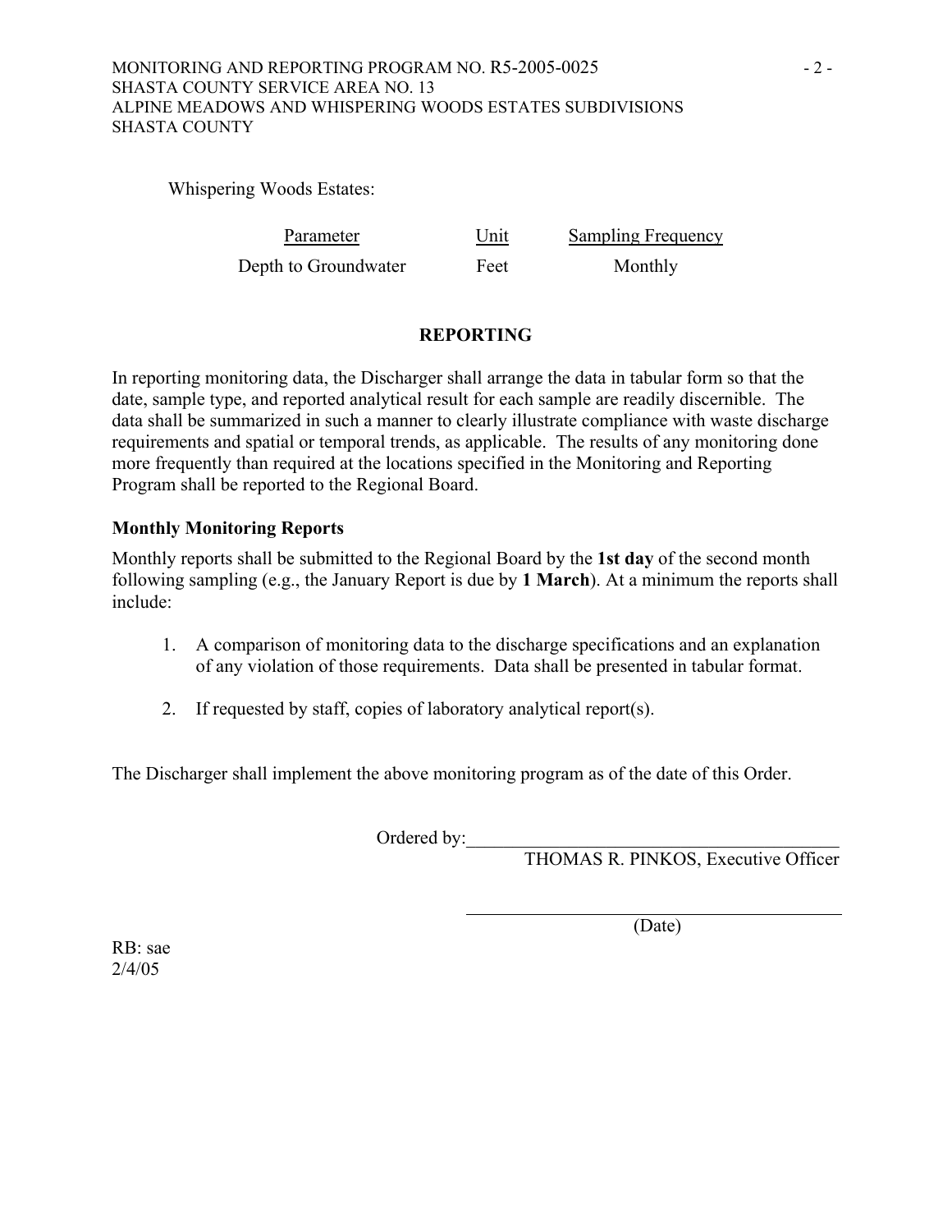Whispering Woods Estates:

| Parameter | Unit | Sampling Frequency |
|---|---|---|
| Depth to Groundwater | Feet | Monthly |

## REPORTING

In reporting monitoring data, the Discharger shall arrange the data in tabular form so that the date, sample type, and reported analytical result for each sample are readily discernible. The data shall be summarized in such a manner to clearly illustrate compliance with waste discharge requirements and spatial or temporal trends, as applicable. The results of any monitoring done more frequently than required at the locations specified in the Monitoring and Reporting Program shall be reported to the Regional Board.

### Monthly Monitoring Reports

Monthly reports shall be submitted to the Regional Board by the **1st day** of the second month following sampling (e.g., the January Report is due by **1 March**). At a minimum the reports shall include:

1. A comparison of monitoring data to the discharge specifications and an explanation of any violation of those requirements. Data shall be presented in tabular format.
2. If requested by staff, copies of laboratory analytical report(s).

The Discharger shall implement the above monitoring program as of the date of this Order.

Ordered by:\_\_\_\_\_\_\_\_\_\_\_\_\_\_\_\_\_\_\_\_\_\_\_\_\_\_\_\_\_\_\_\_\_\_\_\_\_\_\_\_
THOMAS R. PINKOS, Executive Officer

\_\_\_\_\_\_\_\_\_\_\_\_\_\_\_\_\_\_\_\_\_\_\_\_\_\_\_\_\_\_\_\_\_\_\_\_\_\_\_\_
(Date)

RB: sae
2/4/05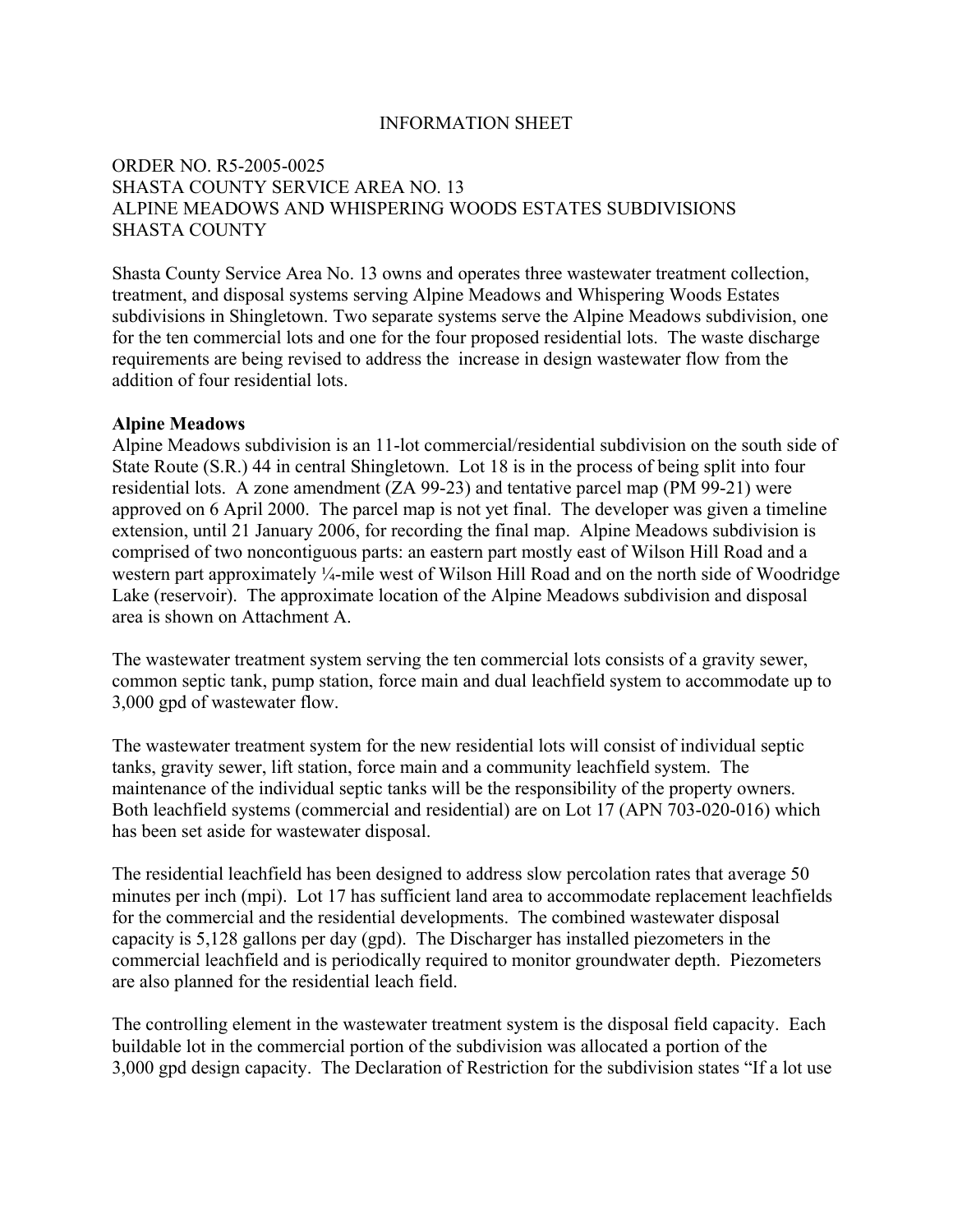INFORMATION SHEET

ORDER NO. R5-2005-0025
SHASTA COUNTY SERVICE AREA NO. 13
ALPINE MEADOWS AND WHISPERING WOODS ESTATES SUBDIVISIONS
SHASTA COUNTY

Shasta County Service Area No. 13 owns and operates three wastewater treatment collection, treatment, and disposal systems serving Alpine Meadows and Whispering Woods Estates subdivisions in Shingletown. Two separate systems serve the Alpine Meadows subdivision, one for the ten commercial lots and one for the four proposed residential lots. The waste discharge requirements are being revised to address the increase in design wastewater flow from the addition of four residential lots.

**Alpine Meadows**
Alpine Meadows subdivision is an 11-lot commercial/residential subdivision on the south side of State Route (S.R.) 44 in central Shingletown. Lot 18 is in the process of being split into four residential lots. A zone amendment (ZA 99-23) and tentative parcel map (PM 99-21) were approved on 6 April 2000. The parcel map is not yet final. The developer was given a timeline extension, until 21 January 2006, for recording the final map. Alpine Meadows subdivision is comprised of two noncontiguous parts: an eastern part mostly east of Wilson Hill Road and a western part approximately ¼-mile west of Wilson Hill Road and on the north side of Woodridge Lake (reservoir). The approximate location of the Alpine Meadows subdivision and disposal area is shown on Attachment A.

The wastewater treatment system serving the ten commercial lots consists of a gravity sewer, common septic tank, pump station, force main and dual leachfield system to accommodate up to 3,000 gpd of wastewater flow.

The wastewater treatment system for the new residential lots will consist of individual septic tanks, gravity sewer, lift station, force main and a community leachfield system. The maintenance of the individual septic tanks will be the responsibility of the property owners. Both leachfield systems (commercial and residential) are on Lot 17 (APN 703-020-016) which has been set aside for wastewater disposal.

The residential leachfield has been designed to address slow percolation rates that average 50 minutes per inch (mpi). Lot 17 has sufficient land area to accommodate replacement leachfields for the commercial and the residential developments. The combined wastewater disposal capacity is 5,128 gallons per day (gpd). The Discharger has installed piezometers in the commercial leachfield and is periodically required to monitor groundwater depth. Piezometers are also planned for the residential leach field.

The controlling element in the wastewater treatment system is the disposal field capacity. Each buildable lot in the commercial portion of the subdivision was allocated a portion of the 3,000 gpd design capacity. The Declaration of Restriction for the subdivision states "If a lot use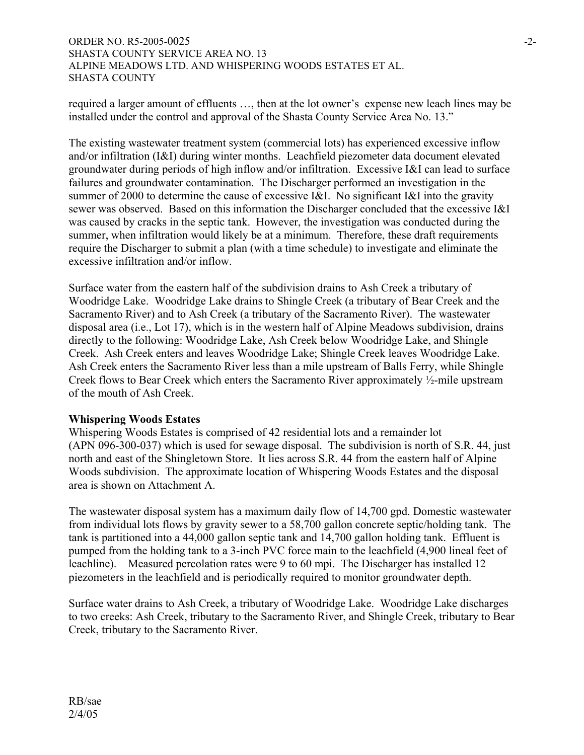required a larger amount of effluents …, then at the lot owner's expense new leach lines may be installed under the control and approval of the Shasta County Service Area No. 13."

The existing wastewater treatment system (commercial lots) has experienced excessive inflow and/or infiltration (I&I) during winter months. Leachfield piezometer data document elevated groundwater during periods of high inflow and/or infiltration. Excessive I&I can lead to surface failures and groundwater contamination. The Discharger performed an investigation in the summer of 2000 to determine the cause of excessive I&I. No significant I&I into the gravity sewer was observed. Based on this information the Discharger concluded that the excessive I&I was caused by cracks in the septic tank. However, the investigation was conducted during the summer, when infiltration would likely be at a minimum. Therefore, these draft requirements require the Discharger to submit a plan (with a time schedule) to investigate and eliminate the excessive infiltration and/or inflow.

Surface water from the eastern half of the subdivision drains to Ash Creek a tributary of Woodridge Lake. Woodridge Lake drains to Shingle Creek (a tributary of Bear Creek and the Sacramento River) and to Ash Creek (a tributary of the Sacramento River). The wastewater disposal area (i.e., Lot 17), which is in the western half of Alpine Meadows subdivision, drains directly to the following: Woodridge Lake, Ash Creek below Woodridge Lake, and Shingle Creek. Ash Creek enters and leaves Woodridge Lake; Shingle Creek leaves Woodridge Lake. Ash Creek enters the Sacramento River less than a mile upstream of Balls Ferry, while Shingle Creek flows to Bear Creek which enters the Sacramento River approximately ½-mile upstream of the mouth of Ash Creek.

**Whispering Woods Estates**

Whispering Woods Estates is comprised of 42 residential lots and a remainder lot (APN 096-300-037) which is used for sewage disposal. The subdivision is north of S.R. 44, just north and east of the Shingletown Store. It lies across S.R. 44 from the eastern half of Alpine Woods subdivision. The approximate location of Whispering Woods Estates and the disposal area is shown on Attachment A.

The wastewater disposal system has a maximum daily flow of 14,700 gpd. Domestic wastewater from individual lots flows by gravity sewer to a 58,700 gallon concrete septic/holding tank. The tank is partitioned into a 44,000 gallon septic tank and 14,700 gallon holding tank. Effluent is pumped from the holding tank to a 3-inch PVC force main to the leachfield (4,900 lineal feet of leachline). Measured percolation rates were 9 to 60 mpi. The Discharger has installed 12 piezometers in the leachfield and is periodically required to monitor groundwater depth.

Surface water drains to Ash Creek, a tributary of Woodridge Lake. Woodridge Lake discharges to two creeks: Ash Creek, tributary to the Sacramento River, and Shingle Creek, tributary to Bear Creek, tributary to the Sacramento River.

RB/sae
2/4/05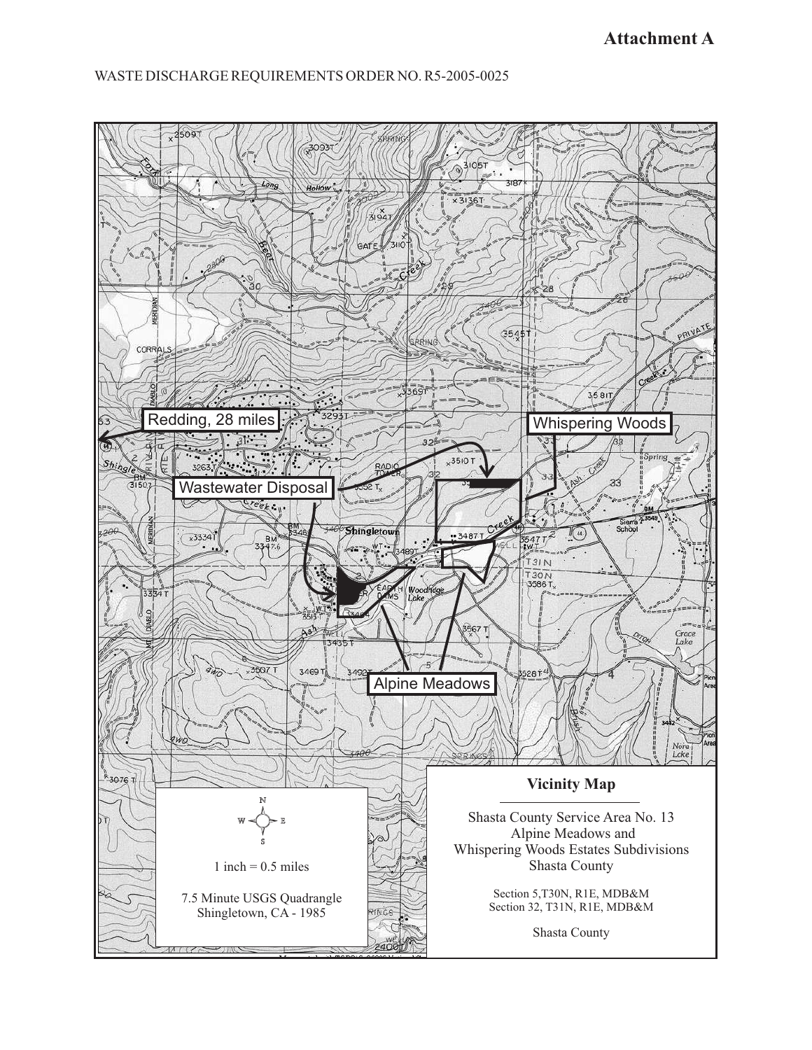# Attachment A

WASTE DISCHARGE REQUIREMENTS ORDER NO. R5-2005-0025

Redding, 28 miles

Whispering Woods

Wastewater Disposal

Alpine Meadows

**Vicinity Map**

Shasta County Service Area No. 13
Alpine Meadows and
Whispering Woods Estates Subdivisions
Shasta County

Section 5,T30N, R1E, MDB&M
Section 32, T31N, R1E, MDB&M

Shasta County

1 inch = 0.5 miles

7.5 Minute USGS Quadrangle
Shingletown, CA - 1985